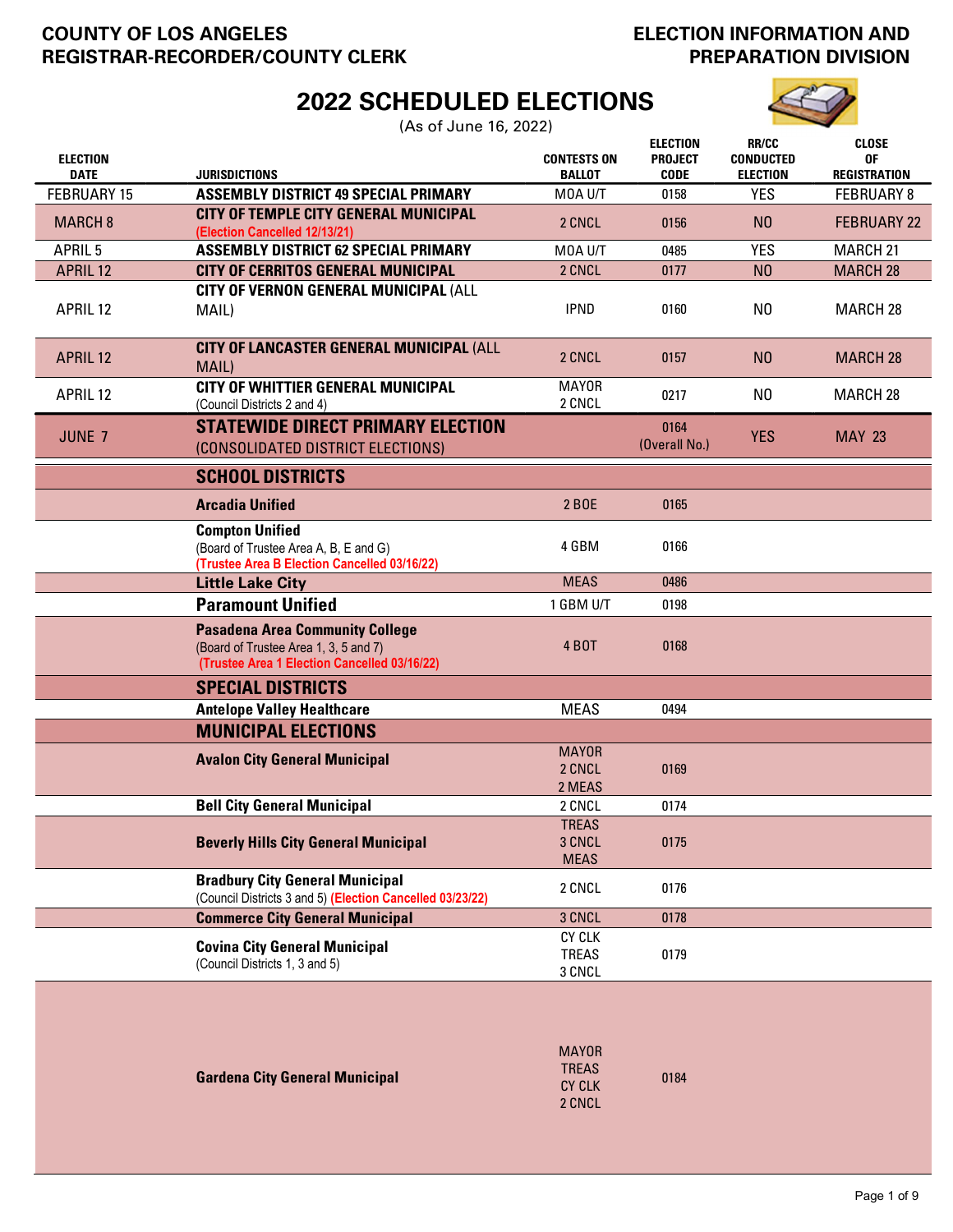COUNTY OF LOS ANGELES
REGISTRAR-RECORDER/COUNTY CLERK

ELECTION INFORMATION AND
PREPARATION DIVISION

# 2022 SCHEDULED ELECTIONS

(As of June 16, 2022)

| ELECTION DATE | JURISDICTIONS | CONTESTS ON BALLOT | ELECTION PROJECT CODE | RR/CC CONDUCTED ELECTION | CLOSE OF REGISTRATION |
|---|---|---|---|---|---|
| FEBRUARY 15 | **ASSEMBLY DISTRICT 49 SPECIAL PRIMARY** | MOA U/T | 0158 | YES | FEBRUARY 8 |
| MARCH 8 | **CITY OF TEMPLE CITY GENERAL MUNICIPAL** (Election Cancelled 12/13/21) | 2 CNCL | 0156 | NO | FEBRUARY 22 |
| APRIL 5 | **ASSEMBLY DISTRICT 62 SPECIAL PRIMARY** | MOA U/T | 0485 | YES | MARCH 21 |
| APRIL 12 | **CITY OF CERRITOS GENERAL MUNICIPAL** | 2 CNCL | 0177 | NO | MARCH 28 |
| APRIL 12 | **CITY OF VERNON GENERAL MUNICIPAL** (ALL MAIL) | IPND | 0160 | NO | MARCH 28 |
| APRIL 12 | **CITY OF LANCASTER GENERAL MUNICIPAL** (ALL MAIL) | 2 CNCL | 0157 | NO | MARCH 28 |
| APRIL 12 | **CITY OF WHITTIER GENERAL MUNICIPAL** (Council Districts 2 and 4) | MAYOR<br>2 CNCL | 0217 | NO | MARCH 28 |
| JUNE 7 | **STATEWIDE DIRECT PRIMARY ELECTION** (CONSOLIDATED DISTRICT ELECTIONS) | | 0164 (Overall No.) | YES | MAY 23 |
| | **SCHOOL DISTRICTS** | | | | |
| | **Arcadia Unified** | 2 BOE | 0165 | | |
| | **Compton Unified** (Board of Trustee Area A, B, E and G) (Trustee Area B Election Cancelled 03/16/22) | 4 GBM | 0166 | | |
| | **Little Lake City** | MEAS | 0486 | | |
| | **Paramount Unified** | 1 GBM U/T | 0198 | | |
| | **Pasadena Area Community College** (Board of Trustee Area 1, 3, 5 and 7) (Trustee Area 1 Election Cancelled 03/16/22) | 4 BOT | 0168 | | |
| | **SPECIAL DISTRICTS** | | | | |
| | **Antelope Valley Healthcare** | MEAS | 0494 | | |
| | **MUNICIPAL ELECTIONS** | | | | |
| | **Avalon City General Municipal** | MAYOR<br>2 CNCL<br>2 MEAS | 0169 | | |
| | **Bell City General Municipal** | 2 CNCL | 0174 | | |
| | **Beverly Hills City General Municipal** | TREAS<br>3 CNCL<br>MEAS | 0175 | | |
| | **Bradbury City General Municipal** (Council Districts 3 and 5) (Election Cancelled 03/23/22) | 2 CNCL | 0176 | | |
| | **Commerce City General Municipal** | 3 CNCL | 0178 | | |
| | **Covina City General Municipal** (Council Districts 1, 3 and 5) | CY CLK<br>TREAS<br>3 CNCL | 0179 | | |
| | **Gardena City General Municipal** | MAYOR<br>TREAS<br>CY CLK<br>2 CNCL | 0184 | | |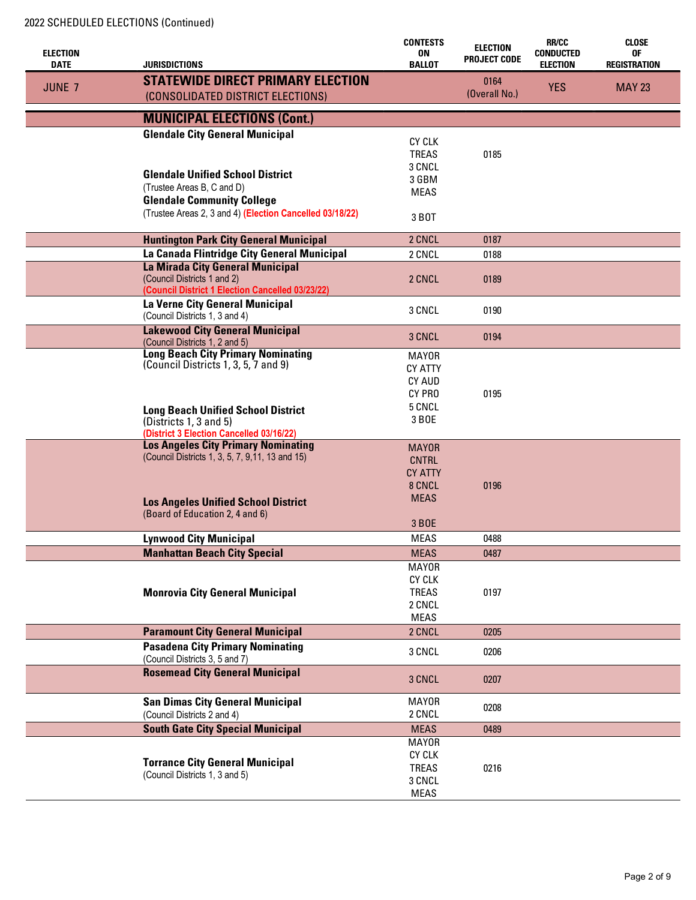2022 SCHEDULED ELECTIONS (Continued)

| ELECTION DATE | JURISDICTIONS | CONTESTS ON BALLOT | ELECTION PROJECT CODE | RR/CC CONDUCTED ELECTION | CLOSE OF REGISTRATION |
|---|---|---|---|---|---|
| JUNE 7 | **STATEWIDE DIRECT PRIMARY ELECTION** (CONSOLIDATED DISTRICT ELECTIONS) | | 0164 (Overall No.) | YES | MAY 23 |
| | **MUNICIPAL ELECTIONS (Cont.)** | | | | |
| | **Glendale City General Municipal**<br>**Glendale Unified School District** (Trustee Areas B, C and D)<br>**Glendale Community College** (Trustee Areas 2, 3 and 4) (Election Cancelled 03/18/22) | CY CLK<br>TREAS<br>3 CNCL<br>3 GBM<br>MEAS<br>3 BOT | 0185 | | |
| | **Huntington Park City General Municipal** | 2 CNCL | 0187 | | |
| | **La Canada Flintridge City General Municipal** | 2 CNCL | 0188 | | |
| | **La Mirada City General Municipal** (Council Districts 1 and 2) (Council District 1 Election Cancelled 03/23/22) | 2 CNCL | 0189 | | |
| | **La Verne City General Municipal** (Council Districts 1, 3 and 4) | 3 CNCL | 0190 | | |
| | **Lakewood City General Municipal** (Council Districts 1, 2 and 5) | 3 CNCL | 0194 | | |
| | **Long Beach City Primary Nominating** (Council Districts 1, 3, 5, 7 and 9)<br>**Long Beach Unified School District** (Districts 1, 3 and 5) (District 3 Election Cancelled 03/16/22) | MAYOR<br>CY ATTY<br>CY AUD<br>CY PRO<br>5 CNCL<br>3 BOE | 0195 | | |
| | **Los Angeles City Primary Nominating** (Council Districts 1, 3, 5, 7, 9,11, 13 and 15)<br>**Los Angeles Unified School District** (Board of Education 2, 4 and 6) | MAYOR<br>CNTRL<br>CY ATTY<br>8 CNCL<br>MEAS<br>3 BOE | 0196 | | |
| | **Lynwood City Municipal** | MEAS | 0488 | | |
| | **Manhattan Beach City Special** | MEAS | 0487 | | |
| | **Monrovia City General Municipal** | MAYOR<br>CY CLK<br>TREAS<br>2 CNCL<br>MEAS | 0197 | | |
| | **Paramount City General Municipal** | 2 CNCL | 0205 | | |
| | **Pasadena City Primary Nominating** (Council Districts 3, 5 and 7) | 3 CNCL | 0206 | | |
| | **Rosemead City General Municipal** | 3 CNCL | 0207 | | |
| | **San Dimas City General Municipal** (Council Districts 2 and 4) | MAYOR<br>2 CNCL | 0208 | | |
| | **South Gate City Special Municipal** | MEAS | 0489 | | |
| | **Torrance City General Municipal** (Council Districts 1, 3 and 5) | MAYOR<br>CY CLK<br>TREAS<br>3 CNCL<br>MEAS | 0216 | | |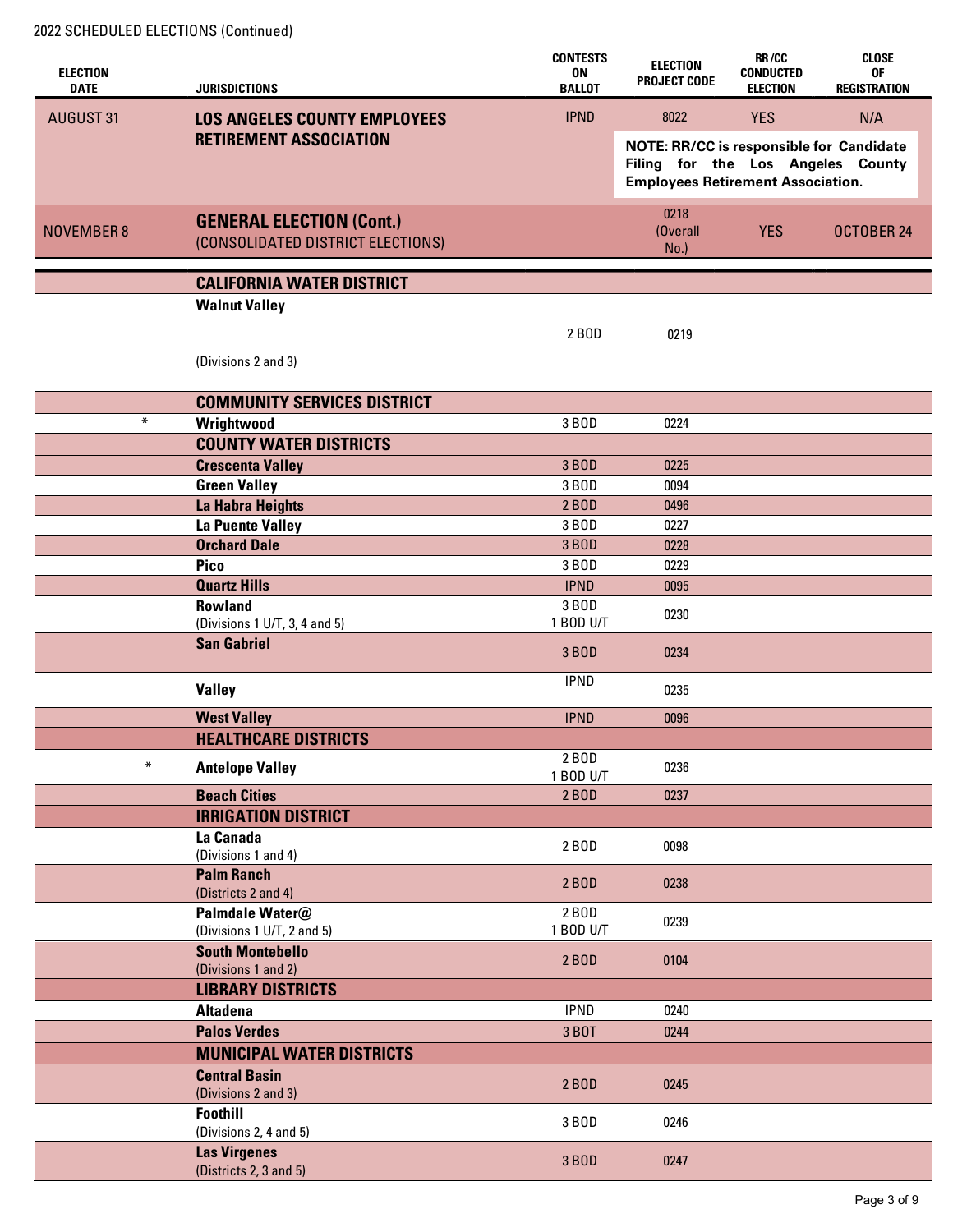2022 SCHEDULED ELECTIONS (Continued)

| ELECTION DATE | JURISDICTIONS | CONTESTS ON BALLOT | ELECTION PROJECT CODE | RR/CC CONDUCTED ELECTION | CLOSE OF REGISTRATION |
|---|---|---|---|---|---|
| AUGUST 31 | **LOS ANGELES COUNTY EMPLOYEES RETIREMENT ASSOCIATION** | IPND | 8022 | YES | N/A |
| | | | **NOTE: RR/CC is responsible for Candidate Filing for the Los Angeles County Employees Retirement Association.** | | |
| NOVEMBER 8 | **GENERAL ELECTION (Cont.)** (CONSOLIDATED DISTRICT ELECTIONS) | | 0218 (Overall No.) | YES | OCTOBER 24 |
| | **CALIFORNIA WATER DISTRICT** | | | | |
| | **Walnut Valley** (Divisions 2 and 3) | 2 BOD | 0219 | | |
| | **COMMUNITY SERVICES DISTRICT** | | | | |
| * | **Wrightwood** | 3 BOD | 0224 | | |
| | **COUNTY WATER DISTRICTS** | | | | |
| | **Crescenta Valley** | 3 BOD | 0225 | | |
| | **Green Valley** | 3 BOD | 0094 | | |
| | **La Habra Heights** | 2 BOD | 0496 | | |
| | **La Puente Valley** | 3 BOD | 0227 | | |
| | **Orchard Dale** | 3 BOD | 0228 | | |
| | **Pico** | 3 BOD | 0229 | | |
| | **Quartz Hills** | IPND | 0095 | | |
| | **Rowland** (Divisions 1 U/T, 3, 4 and 5) | 3 BOD 1 BOD U/T | 0230 | | |
| | **San Gabriel** | 3 BOD | 0234 | | |
| | **Valley** | IPND | 0235 | | |
| | **West Valley** | IPND | 0096 | | |
| | **HEALTHCARE DISTRICTS** | | | | |
| * | **Antelope Valley** | 2 BOD 1 BOD U/T | 0236 | | |
| | **Beach Cities** | 2 BOD | 0237 | | |
| | **IRRIGATION DISTRICT** | | | | |
| | **La Canada** (Divisions 1 and 4) | 2 BOD | 0098 | | |
| | **Palm Ranch** (Districts 2 and 4) | 2 BOD | 0238 | | |
| | **Palmdale Water@** (Divisions 1 U/T, 2 and 5) | 2 BOD 1 BOD U/T | 0239 | | |
| | **South Montebello** (Divisions 1 and 2) | 2 BOD | 0104 | | |
| | **LIBRARY DISTRICTS** | | | | |
| | **Altadena** | IPND | 0240 | | |
| | **Palos Verdes** | 3 BOT | 0244 | | |
| | **MUNICIPAL WATER DISTRICTS** | | | | |
| | **Central Basin** (Divisions 2 and 3) | 2 BOD | 0245 | | |
| | **Foothill** (Divisions 2, 4 and 5) | 3 BOD | 0246 | | |
| | **Las Virgenes** (Districts 2, 3 and 5) | 3 BOD | 0247 | | |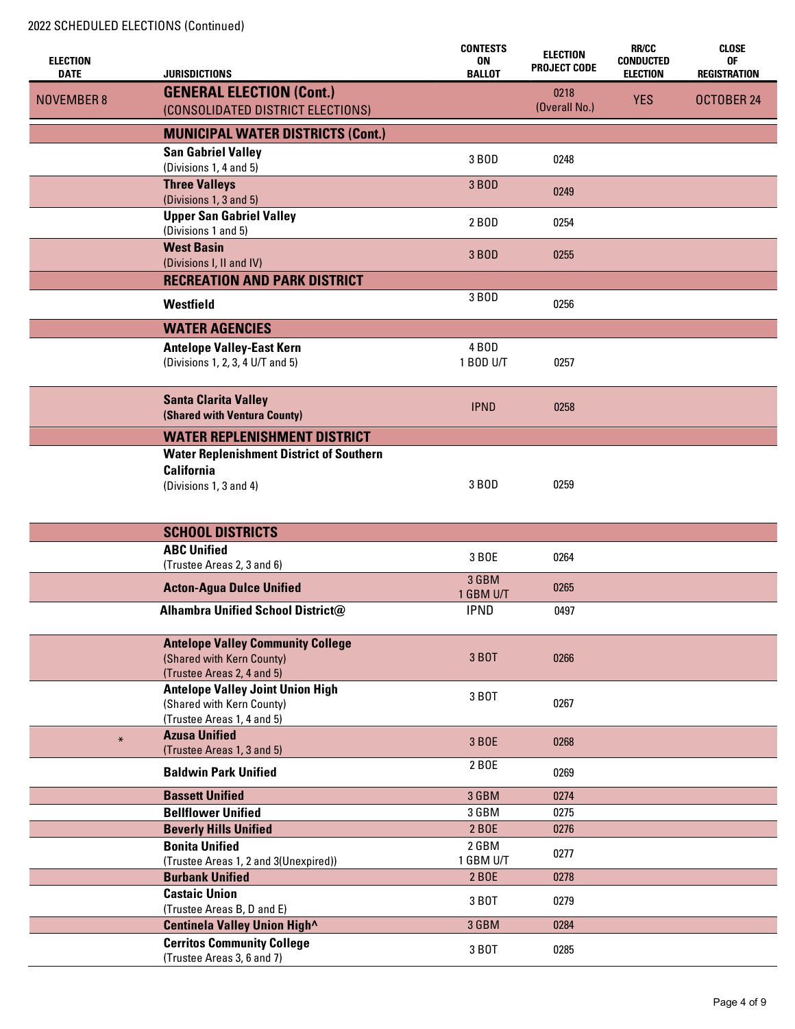2022 SCHEDULED ELECTIONS (Continued)

| ELECTION DATE | JURISDICTIONS | CONTESTS ON BALLOT | ELECTION PROJECT CODE | RR/CC CONDUCTED ELECTION | CLOSE OF REGISTRATION |
|---|---|---|---|---|---|
| NOVEMBER 8 | **GENERAL ELECTION (Cont.)** (CONSOLIDATED DISTRICT ELECTIONS) | | 0218 (Overall No.) | YES | OCTOBER 24 |
| | **MUNICIPAL WATER DISTRICTS (Cont.)** | | | | |
| | **San Gabriel Valley** (Divisions 1, 4 and 5) | 3 BOD | 0248 | | |
| | **Three Valleys** (Divisions 1, 3 and 5) | 3 BOD | 0249 | | |
| | **Upper San Gabriel Valley** (Divisions 1 and 5) | 2 BOD | 0254 | | |
| | **West Basin** (Divisions I, II and IV) | 3 BOD | 0255 | | |
| | **RECREATION AND PARK DISTRICT** | | | | |
| | **Westfield** | 3 BOD | 0256 | | |
| | **WATER AGENCIES** | | | | |
| | **Antelope Valley-East Kern** (Divisions 1, 2, 3, 4 U/T and 5) | 4 BOD<br>1 BOD U/T | 0257 | | |
| | **Santa Clarita Valley** **(Shared with Ventura County)** | IPND | 0258 | | |
| | **WATER REPLENISHMENT DISTRICT** | | | | |
| | **Water Replenishment District of Southern California** (Divisions 1, 3 and 4) | 3 BOD | 0259 | | |
| | **SCHOOL DISTRICTS** | | | | |
| | **ABC Unified** (Trustee Areas 2, 3 and 6) | 3 BOE | 0264 | | |
| | **Acton-Agua Dulce Unified** | 3 GBM<br>1 GBM U/T | 0265 | | |
| | **Alhambra Unified School District@** | IPND | 0497 | | |
| | **Antelope Valley Community College** (Shared with Kern County) (Trustee Areas 2, 4 and 5) | 3 BOT | 0266 | | |
| | **Antelope Valley Joint Union High** (Shared with Kern County) (Trustee Areas 1, 4 and 5) | 3 BOT | 0267 | | |
| * | **Azusa Unified** (Trustee Areas 1, 3 and 5) | 3 BOE | 0268 | | |
| | **Baldwin Park Unified** | 2 BOE | 0269 | | |
| | **Bassett Unified** | 3 GBM | 0274 | | |
| | **Bellflower Unified** | 3 GBM | 0275 | | |
| | **Beverly Hills Unified** | 2 BOE | 0276 | | |
| | **Bonita Unified** (Trustee Areas 1, 2 and 3(Unexpired)) | 2 GBM<br>1 GBM U/T | 0277 | | |
| | **Burbank Unified** | 2 BOE | 0278 | | |
| | **Castaic Union** (Trustee Areas B, D and E) | 3 BOT | 0279 | | |
| | **Centinela Valley Union High^** | 3 GBM | 0284 | | |
| | **Cerritos Community College** (Trustee Areas 3, 6 and 7) | 3 BOT | 0285 | | |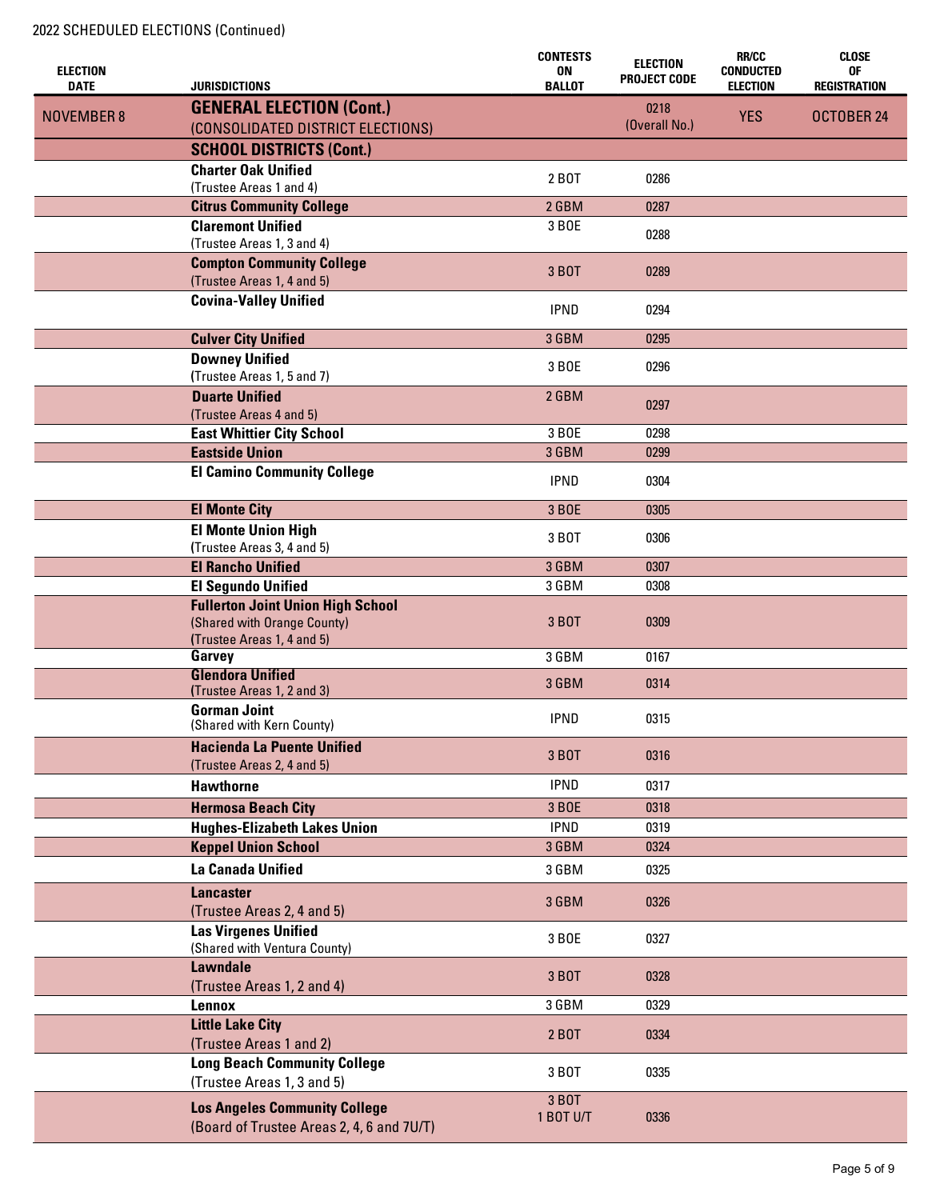2022 SCHEDULED ELECTIONS (Continued)

| ELECTION DATE | JURISDICTIONS | CONTESTS ON BALLOT | ELECTION PROJECT CODE | RR/CC CONDUCTED ELECTION | CLOSE OF REGISTRATION |
|---|---|---|---|---|---|
| NOVEMBER 8 | **GENERAL ELECTION (Cont.)** (CONSOLIDATED DISTRICT ELECTIONS) | | 0218 (Overall No.) | YES | OCTOBER 24 |
| | **SCHOOL DISTRICTS (Cont.)** | | | | |
| | **Charter Oak Unified** (Trustee Areas 1 and 4) | 2 BOT | 0286 | | |
| | **Citrus Community College** | 2 GBM | 0287 | | |
| | **Claremont Unified** (Trustee Areas 1, 3 and 4) | 3 BOE | 0288 | | |
| | **Compton Community College** (Trustee Areas 1, 4 and 5) | 3 BOT | 0289 | | |
| | **Covina-Valley Unified** | IPND | 0294 | | |
| | **Culver City Unified** | 3 GBM | 0295 | | |
| | **Downey Unified** (Trustee Areas 1, 5 and 7) | 3 BOE | 0296 | | |
| | **Duarte Unified** (Trustee Areas 4 and 5) | 2 GBM | 0297 | | |
| | **East Whittier City School** | 3 BOE | 0298 | | |
| | **Eastside Union** | 3 GBM | 0299 | | |
| | **El Camino Community College** | IPND | 0304 | | |
| | **El Monte City** | 3 BOE | 0305 | | |
| | **El Monte Union High** (Trustee Areas 3, 4 and 5) | 3 BOT | 0306 | | |
| | **El Rancho Unified** | 3 GBM | 0307 | | |
| | **El Segundo Unified** | 3 GBM | 0308 | | |
| | **Fullerton Joint Union High School** (Shared with Orange County) (Trustee Areas 1, 4 and 5) | 3 BOT | 0309 | | |
| | **Garvey** | 3 GBM | 0167 | | |
| | **Glendora Unified** (Trustee Areas 1, 2 and 3) | 3 GBM | 0314 | | |
| | **Gorman Joint** (Shared with Kern County) | IPND | 0315 | | |
| | **Hacienda La Puente Unified** (Trustee Areas 2, 4 and 5) | 3 BOT | 0316 | | |
| | **Hawthorne** | IPND | 0317 | | |
| | **Hermosa Beach City** | 3 BOE | 0318 | | |
| | **Hughes-Elizabeth Lakes Union** | IPND | 0319 | | |
| | **Keppel Union School** | 3 GBM | 0324 | | |
| | **La Canada Unified** | 3 GBM | 0325 | | |
| | **Lancaster** (Trustee Areas 2, 4 and 5) | 3 GBM | 0326 | | |
| | **Las Virgenes Unified** (Shared with Ventura County) | 3 BOE | 0327 | | |
| | **Lawndale** (Trustee Areas 1, 2 and 4) | 3 BOT | 0328 | | |
| | **Lennox** | 3 GBM | 0329 | | |
| | **Little Lake City** (Trustee Areas 1 and 2) | 2 BOT | 0334 | | |
| | **Long Beach Community College** (Trustee Areas 1, 3 and 5) | 3 BOT | 0335 | | |
| | **Los Angeles Community College** (Board of Trustee Areas 2, 4, 6 and 7U/T) | 3 BOT 1 BOT U/T | 0336 | | |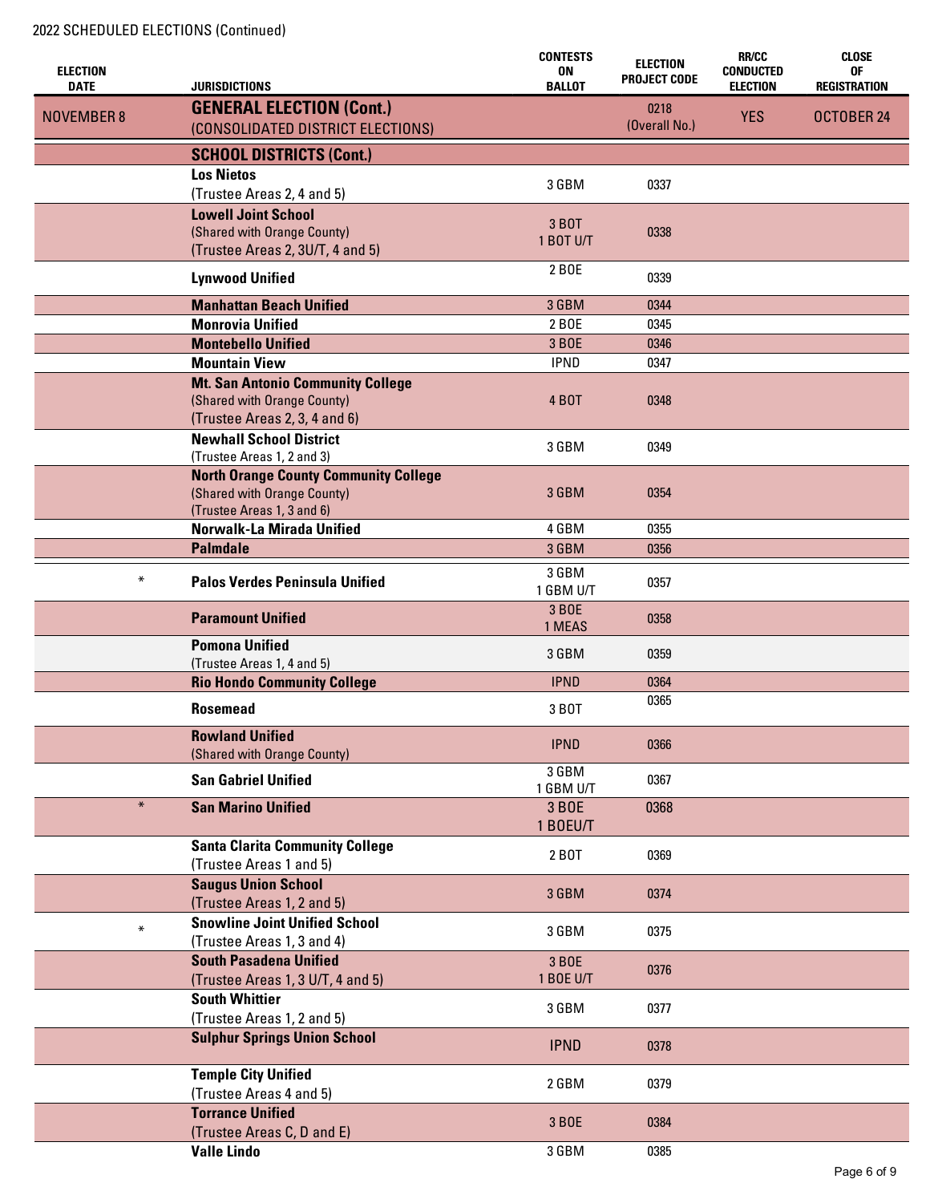2022 SCHEDULED ELECTIONS (Continued)

| ELECTION DATE | JURISDICTIONS | CONTESTS ON BALLOT | ELECTION PROJECT CODE | RR/CC CONDUCTED ELECTION | CLOSE OF REGISTRATION |
|---|---|---|---|---|---|
| NOVEMBER 8 | **GENERAL ELECTION (Cont.)** (CONSOLIDATED DISTRICT ELECTIONS) | | 0218 (Overall No.) | YES | OCTOBER 24 |
| | **SCHOOL DISTRICTS (Cont.)** | | | | |
| | **Los Nietos** (Trustee Areas 2, 4 and 5) | 3 GBM | 0337 | | |
| | **Lowell Joint School** (Shared with Orange County) (Trustee Areas 2, 3U/T, 4 and 5) | 3 BOT 1 BOT U/T | 0338 | | |
| | **Lynwood Unified** | 2 BOE | 0339 | | |
| | **Manhattan Beach Unified** | 3 GBM | 0344 | | |
| | **Monrovia Unified** | 2 BOE | 0345 | | |
| | **Montebello Unified** | 3 BOE | 0346 | | |
| | **Mountain View** | IPND | 0347 | | |
| | **Mt. San Antonio Community College** (Shared with Orange County) (Trustee Areas 2, 3, 4 and 6) | 4 BOT | 0348 | | |
| | **Newhall School District** (Trustee Areas 1, 2 and 3) | 3 GBM | 0349 | | |
| | **North Orange County Community College** (Shared with Orange County) (Trustee Areas 1, 3 and 6) | 3 GBM | 0354 | | |
| | **Norwalk-La Mirada Unified** | 4 GBM | 0355 | | |
| | **Palmdale** | 3 GBM | 0356 | | |
| * | **Palos Verdes Peninsula Unified** | 3 GBM 1 GBM U/T | 0357 | | |
| | **Paramount Unified** | 3 BOE 1 MEAS | 0358 | | |
| | **Pomona Unified** (Trustee Areas 1, 4 and 5) | 3 GBM | 0359 | | |
| | **Rio Hondo Community College** | IPND | 0364 | | |
| | **Rosemead** | 3 BOT | 0365 | | |
| | **Rowland Unified** (Shared with Orange County) | IPND | 0366 | | |
| | **San Gabriel Unified** | 3 GBM 1 GBM U/T | 0367 | | |
| * | **San Marino Unified** | 3 BOE 1 BOEU/T | 0368 | | |
| | **Santa Clarita Community College** (Trustee Areas 1 and 5) | 2 BOT | 0369 | | |
| | **Saugus Union School** (Trustee Areas 1, 2 and 5) | 3 GBM | 0374 | | |
| * | **Snowline Joint Unified School** (Trustee Areas 1, 3 and 4) | 3 GBM | 0375 | | |
| | **South Pasadena Unified** (Trustee Areas 1, 3 U/T, 4 and 5) | 3 BOE 1 BOE U/T | 0376 | | |
| | **South Whittier** (Trustee Areas 1, 2 and 5) | 3 GBM | 0377 | | |
| | **Sulphur Springs Union School** | IPND | 0378 | | |
| | **Temple City Unified** (Trustee Areas 4 and 5) | 2 GBM | 0379 | | |
| | **Torrance Unified** (Trustee Areas C, D and E) | 3 BOE | 0384 | | |
| | **Valle Lindo** | 3 GBM | 0385 | | |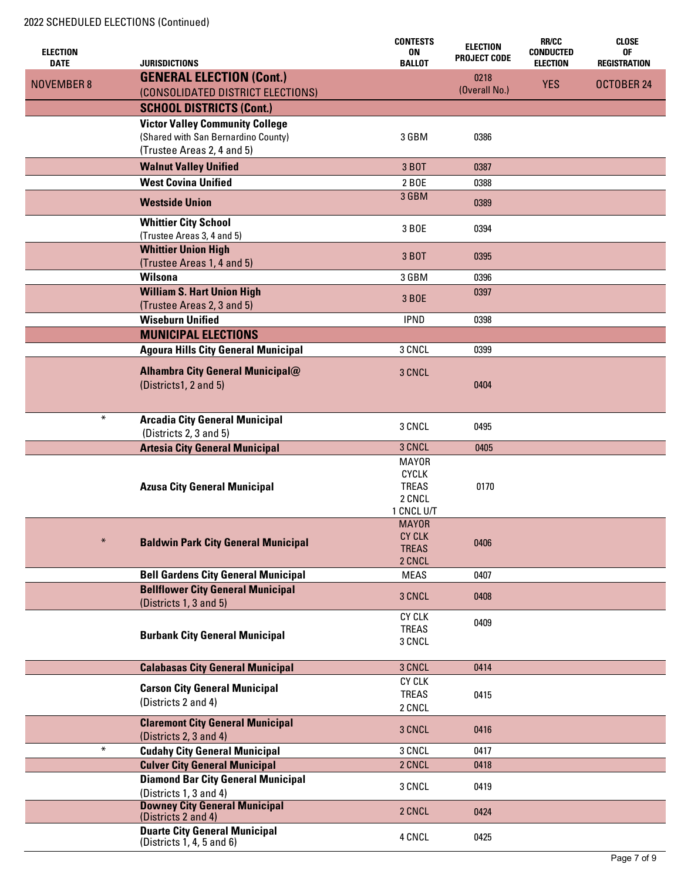2022 SCHEDULED ELECTIONS (Continued)

| ELECTION DATE | JURISDICTIONS | CONTESTS ON BALLOT | ELECTION PROJECT CODE | RR/CC CONDUCTED ELECTION | CLOSE OF REGISTRATION |
|---|---|---|---|---|---|
| NOVEMBER 8 | **GENERAL ELECTION (Cont.)** (CONSOLIDATED DISTRICT ELECTIONS) | | 0218 (Overall No.) | YES | OCTOBER 24 |
| | **SCHOOL DISTRICTS (Cont.)** | | | | |
| | **Victor Valley Community College** (Shared with San Bernardino County) (Trustee Areas 2, 4 and 5) | 3 GBM | 0386 | | |
| | **Walnut Valley Unified** | 3 BOT | 0387 | | |
| | **West Covina Unified** | 2 BOE | 0388 | | |
| | **Westside Union** | 3 GBM | 0389 | | |
| | **Whittier City School** (Trustee Areas 3, 4 and 5) | 3 BOE | 0394 | | |
| | **Whittier Union High** (Trustee Areas 1, 4 and 5) | 3 BOT | 0395 | | |
| | **Wilsona** | 3 GBM | 0396 | | |
| | **William S. Hart Union High** (Trustee Areas 2, 3 and 5) | 3 BOE | 0397 | | |
| | **Wiseburn Unified** | IPND | 0398 | | |
| | **MUNICIPAL ELECTIONS** | | | | |
| | **Agoura Hills City General Municipal** | 3 CNCL | 0399 | | |
| | **Alhambra City General Municipal@** (Districts1, 2 and 5) | 3 CNCL | 0404 | | |
| * | **Arcadia City General Municipal** (Districts 2, 3 and 5) | 3 CNCL | 0495 | | |
| | **Artesia City General Municipal** | 3 CNCL | 0405 | | |
| | **Azusa City General Municipal** | MAYOR CYCLK TREAS 2 CNCL 1 CNCL U/T | 0170 | | |
| * | **Baldwin Park City General Municipal** | MAYOR CY CLK TREAS 2 CNCL | 0406 | | |
| | **Bell Gardens City General Municipal** | MEAS | 0407 | | |
| | **Bellflower City General Municipal** (Districts 1, 3 and 5) | 3 CNCL | 0408 | | |
| | **Burbank City General Municipal** | CY CLK TREAS 3 CNCL | 0409 | | |
| | **Calabasas City General Municipal** | 3 CNCL | 0414 | | |
| | **Carson City General Municipal** (Districts 2 and 4) | CY CLK TREAS 2 CNCL | 0415 | | |
| | **Claremont City General Municipal** (Districts 2, 3 and 4) | 3 CNCL | 0416 | | |
| * | **Cudahy City General Municipal** | 3 CNCL | 0417 | | |
| | **Culver City General Municipal** | 2 CNCL | 0418 | | |
| | **Diamond Bar City General Municipal** (Districts 1, 3 and 4) | 3 CNCL | 0419 | | |
| | **Downey City General Municipal** (Districts 2 and 4) | 2 CNCL | 0424 | | |
| | **Duarte City General Municipal** (Districts 1, 4, 5 and 6) | 4 CNCL | 0425 | | |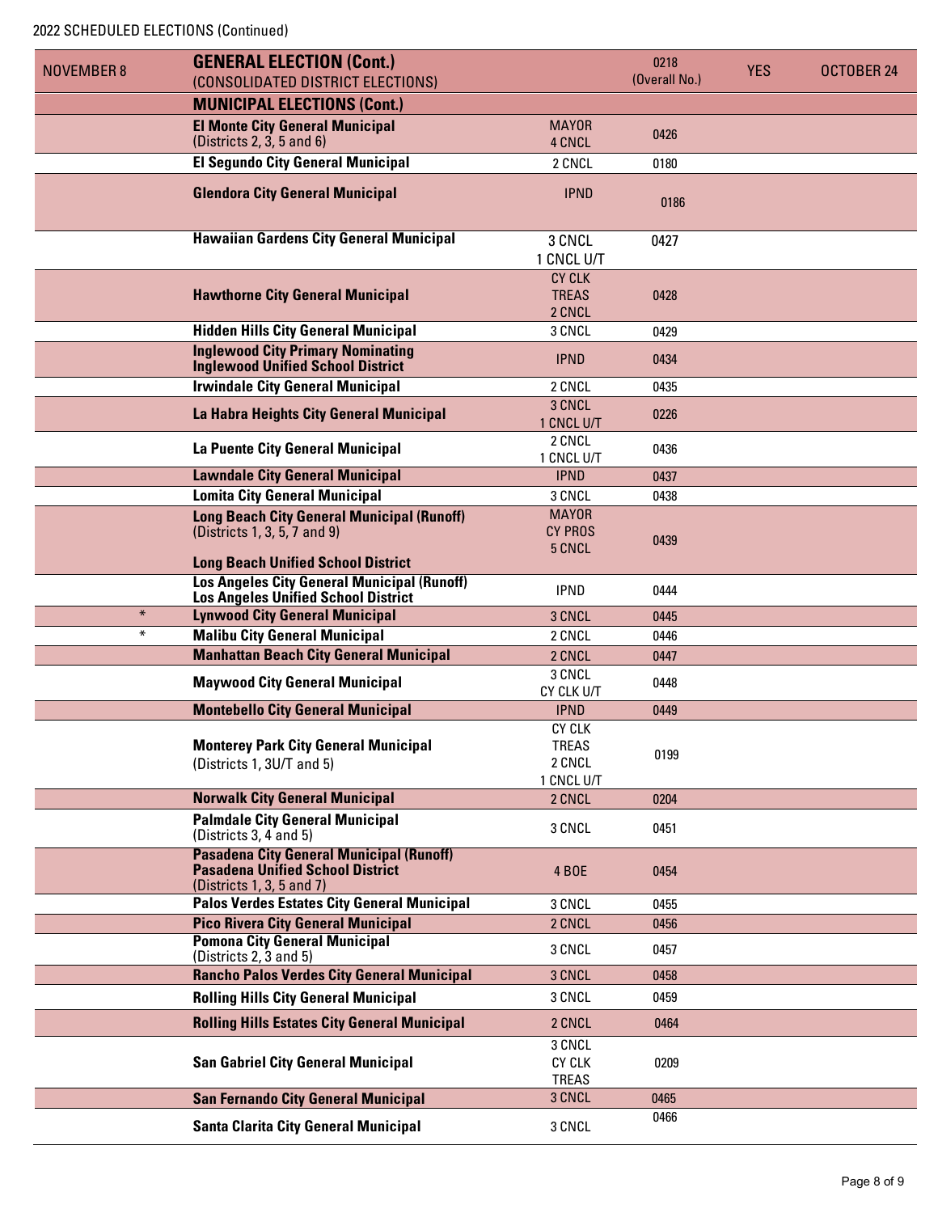2022 SCHEDULED ELECTIONS (Continued)

| | | | | | |
|---|---|---|---|---|---|
| NOVEMBER 8 | **GENERAL ELECTION (Cont.)** (CONSOLIDATED DISTRICT ELECTIONS) | | 0218 (Overall No.) | YES | OCTOBER 24 |
| | **MUNICIPAL ELECTIONS (Cont.)** | | | | |
| | **El Monte City General Municipal** (Districts 2, 3, 5 and 6) | MAYOR 4 CNCL | 0426 | | |
| | **El Segundo City General Municipal** | 2 CNCL | 0180 | | |
| | **Glendora City General Municipal** | IPND | 0186 | | |
| | **Hawaiian Gardens City General Municipal** | 3 CNCL 1 CNCL U/T | 0427 | | |
| | **Hawthorne City General Municipal** | CY CLK TREAS 2 CNCL | 0428 | | |
| | **Hidden Hills City General Municipal** | 3 CNCL | 0429 | | |
| | **Inglewood City Primary Nominating Inglewood Unified School District** | IPND | 0434 | | |
| | **Irwindale City General Municipal** | 2 CNCL | 0435 | | |
| | **La Habra Heights City General Municipal** | 3 CNCL 1 CNCL U/T | 0226 | | |
| | **La Puente City General Municipal** | 2 CNCL 1 CNCL U/T | 0436 | | |
| | **Lawndale City General Municipal** | IPND | 0437 | | |
| | **Lomita City General Municipal** | 3 CNCL | 0438 | | |
| | **Long Beach City General Municipal (Runoff)** (Districts 1, 3, 5, 7 and 9) **Long Beach Unified School District** | MAYOR CY PROS 5 CNCL | 0439 | | |
| | **Los Angeles City General Municipal (Runoff) Los Angeles Unified School District** | IPND | 0444 | | |
| * | **Lynwood City General Municipal** | 3 CNCL | 0445 | | |
| * | **Malibu City General Municipal** | 2 CNCL | 0446 | | |
| | **Manhattan Beach City General Municipal** | 2 CNCL | 0447 | | |
| | **Maywood City General Municipal** | 3 CNCL CY CLK U/T | 0448 | | |
| | **Montebello City General Municipal** | IPND | 0449 | | |
| | **Monterey Park City General Municipal** (Districts 1, 3U/T and 5) | CY CLK TREAS 2 CNCL 1 CNCL U/T | 0199 | | |
| | **Norwalk City General Municipal** | 2 CNCL | 0204 | | |
| | **Palmdale City General Municipal** (Districts 3, 4 and 5) | 3 CNCL | 0451 | | |
| | **Pasadena City General Municipal (Runoff) Pasadena Unified School District** (Districts 1, 3, 5 and 7) | 4 BOE | 0454 | | |
| | **Palos Verdes Estates City General Municipal** | 3 CNCL | 0455 | | |
| | **Pico Rivera City General Municipal** | 2 CNCL | 0456 | | |
| | **Pomona City General Municipal** (Districts 2, 3 and 5) | 3 CNCL | 0457 | | |
| | **Rancho Palos Verdes City General Municipal** | 3 CNCL | 0458 | | |
| | **Rolling Hills City General Municipal** | 3 CNCL | 0459 | | |
| | **Rolling Hills Estates City General Municipal** | 2 CNCL | 0464 | | |
| | **San Gabriel City General Municipal** | 3 CNCL CY CLK TREAS | 0209 | | |
| | **San Fernando City General Municipal** | 3 CNCL | 0465 | | |
| | **Santa Clarita City General Municipal** | 3 CNCL | 0466 | | |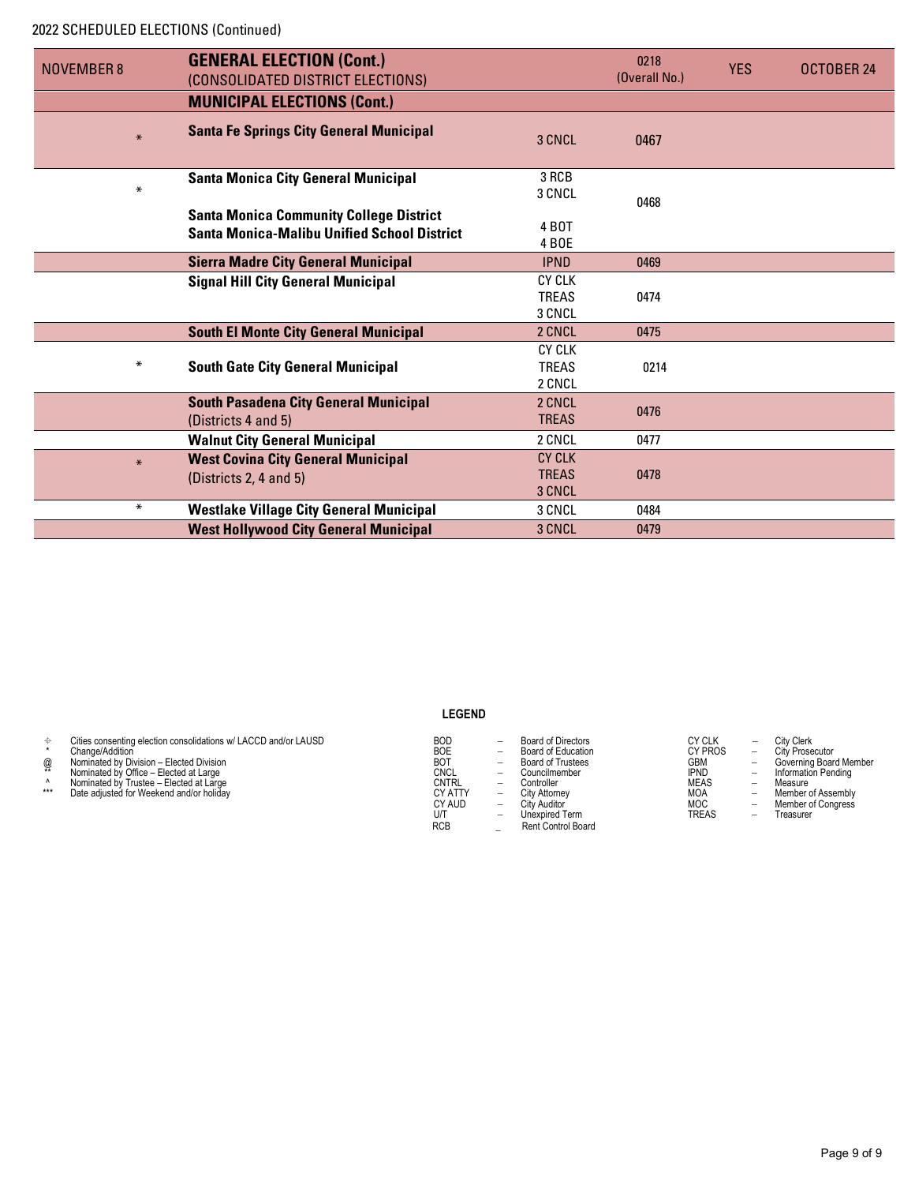2022 SCHEDULED ELECTIONS (Continued)

| | | | | | |
|---|---|---|---|---|---|
| NOVEMBER 8 | **GENERAL ELECTION (Cont.)** (CONSOLIDATED DISTRICT ELECTIONS) | | 0218 (Overall No.) | YES | OCTOBER 24 |
| | **MUNICIPAL ELECTIONS (Cont.)** | | | | |
| * | **Santa Fe Springs City General Municipal** | 3 CNCL | 0467 | | |
| * | **Santa Monica City General Municipal** | 3 RCB<br>3 CNCL | 0468 | | |
| | **Santa Monica Community College District**<br>**Santa Monica-Malibu Unified School District** | 4 BOT<br>4 BOE | | | |
| | **Sierra Madre City General Municipal** | IPND | 0469 | | |
| | **Signal Hill City General Municipal** | CY CLK<br>TREAS<br>3 CNCL | 0474 | | |
| | **South El Monte City General Municipal** | 2 CNCL | 0475 | | |
| * | **South Gate City General Municipal** | CY CLK<br>TREAS<br>2 CNCL | 0214 | | |
| | **South Pasadena City General Municipal** (Districts 4 and 5) | 2 CNCL<br>TREAS | 0476 | | |
| | **Walnut City General Municipal** | 2 CNCL | 0477 | | |
| * | **West Covina City General Municipal** (Districts 2, 4 and 5) | CY CLK<br>TREAS<br>3 CNCL | 0478 | | |
| * | **Westlake Village City General Municipal** | 3 CNCL | 0484 | | |
| | **West Hollywood City General Municipal** | 3 CNCL | 0479 | | |

**LEGEND**

- ⌖ Cities consenting election consolidations w/ LACCD and/or LAUSD
- * Change/Addition
- @ Nominated by Division – Elected Division
- ** Nominated by Office – Elected at Large
- ^ Nominated by Trustee – Elected at Large
- *** Date adjusted for Weekend and/or holiday

| | | | |
|---|---|---|---|
| BOD | Board of Directors | CY CLK | City Clerk |
| BOE | Board of Education | CY PROS | City Prosecutor |
| BOT | Board of Trustees | GBM | Governing Board Member |
| CNCL | Councilmember | IPND | Information Pending |
| CNTRL | Controller | MEAS | Measure |
| CY ATTY | City Attorney | MOA | Member of Assembly |
| CY AUD | City Auditor | MOC | Member of Congress |
| U/T | Unexpired Term | TREAS | Treasurer |
| RCB | Rent Control Board | | |